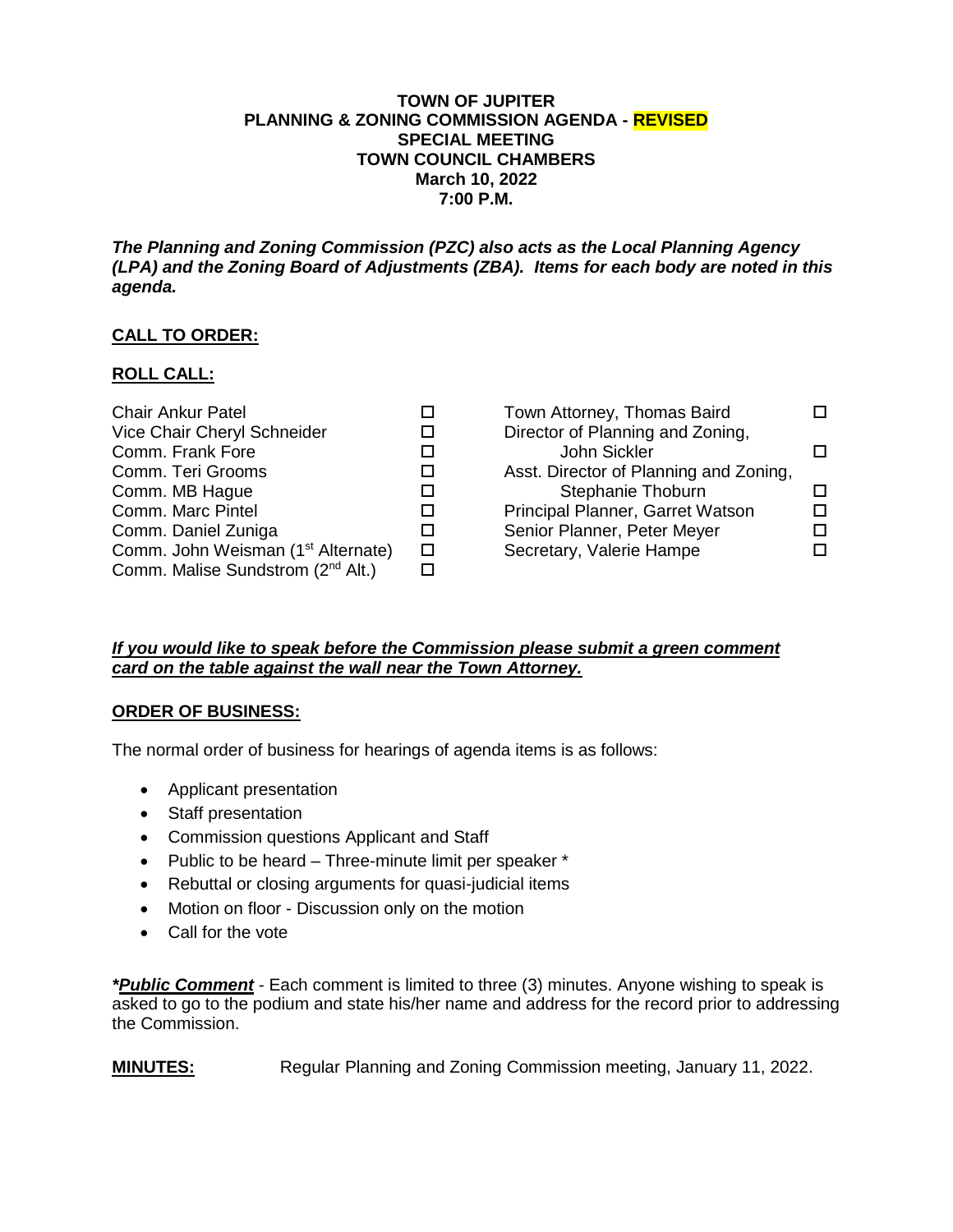**TOWN OF JUPITER**
**PLANNING & ZONING COMMISSION AGENDA - REVISED**
**SPECIAL MEETING**
**TOWN COUNCIL CHAMBERS**
**March 10, 2022**
**7:00 P.M.**

***The Planning and Zoning Commission (PZC) also acts as the Local Planning Agency (LPA) and the Zoning Board of Adjustments (ZBA). Items for each body are noted in this agenda.***

## CALL TO ORDER:

## ROLL CALL:

| | | | |
|---|---|---|---|
| Chair Ankur Patel | ☐ | Town Attorney, Thomas Baird | ☐ |
| Vice Chair Cheryl Schneider | ☐ | Director of Planning and Zoning, John Sickler | ☐ |
| Comm. Frank Fore | ☐ | Asst. Director of Planning and Zoning, Stephanie Thoburn | ☐ |
| Comm. Teri Grooms | ☐ | Principal Planner, Garret Watson | ☐ |
| Comm. MB Hague | ☐ | Senior Planner, Peter Meyer | ☐ |
| Comm. Marc Pintel | ☐ | Secretary, Valerie Hampe | ☐ |
| Comm. Daniel Zuniga | ☐ | | |
| Comm. John Weisman (1st Alternate) | ☐ | | |
| Comm. Malise Sundstrom (2nd Alt.) | ☐ | | |

***If you would like to speak before the Commission please submit a green comment card on the table against the wall near the Town Attorney.***

## ORDER OF BUSINESS:

The normal order of business for hearings of agenda items is as follows:

- Applicant presentation
- Staff presentation
- Commission questions Applicant and Staff
- Public to be heard – Three-minute limit per speaker *
- Rebuttal or closing arguments for quasi-judicial items
- Motion on floor - Discussion only on the motion
- Call for the vote

***Public Comment*** - Each comment is limited to three (3) minutes. Anyone wishing to speak is asked to go to the podium and state his/her name and address for the record prior to addressing the Commission.

**MINUTES:** Regular Planning and Zoning Commission meeting, January 11, 2022.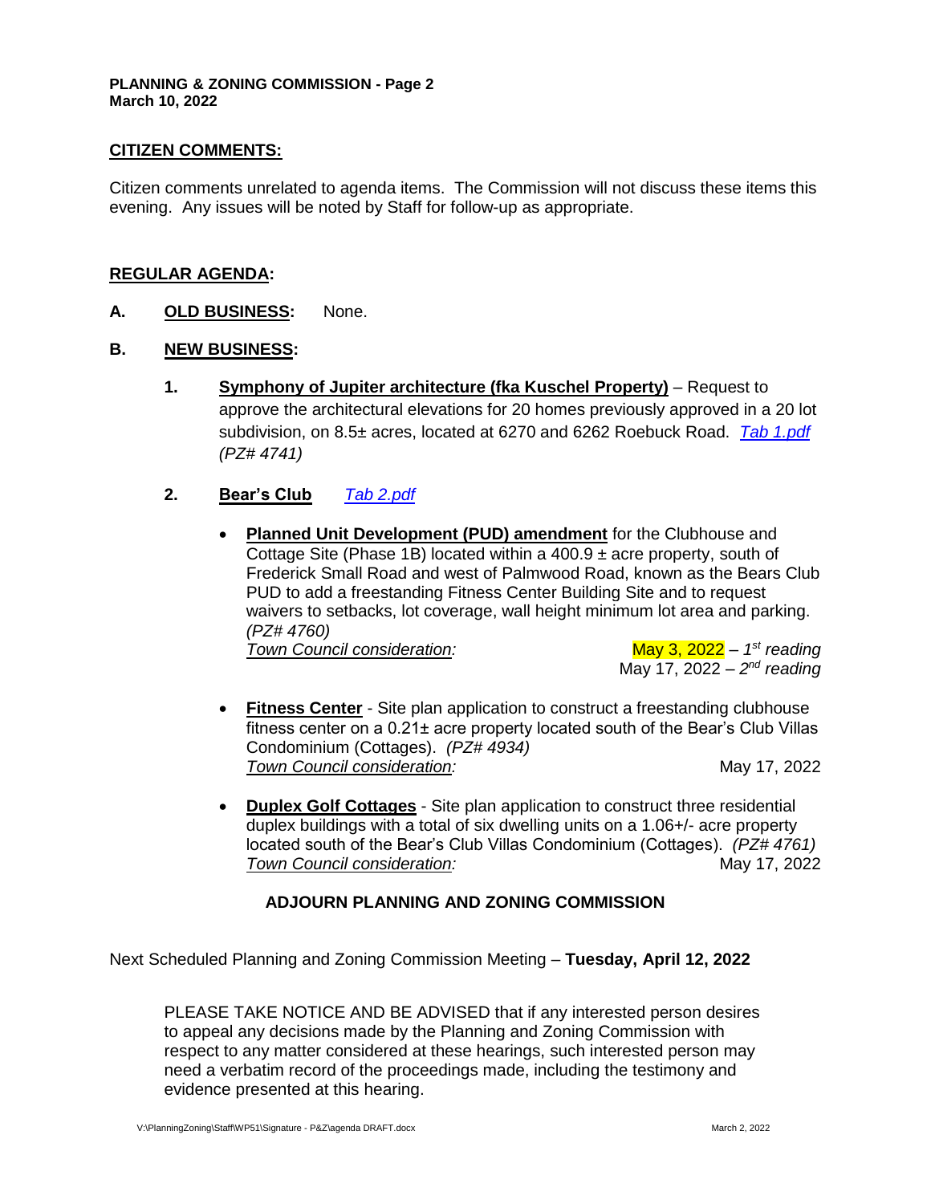## CITIZEN COMMENTS:

Citizen comments unrelated to agenda items. The Commission will not discuss these items this evening. Any issues will be noted by Staff for follow-up as appropriate.

## REGULAR AGENDA:

**A. OLD BUSINESS:** None.

**B. NEW BUSINESS:**

1. **Symphony of Jupiter architecture (fka Kuschel Property)** – Request to approve the architectural elevations for 20 homes previously approved in a 20 lot subdivision, on 8.5± acres, located at 6270 and 6262 Roebuck Road. *Tab 1.pdf* *(PZ# 4741)*

2. **Bear's Club** *Tab 2.pdf*

   - **Planned Unit Development (PUD) amendment** for the Clubhouse and Cottage Site (Phase 1B) located within a 400.9 ± acre property, south of Frederick Small Road and west of Palmwood Road, known as the Bears Club PUD to add a freestanding Fitness Center Building Site and to request waivers to setbacks, lot coverage, wall height minimum lot area and parking. *(PZ# 4760)*
     *Town Council consideration:* May 3, 2022 – *1st reading*
     May 17, 2022 – *2nd reading*

   - **Fitness Center** - Site plan application to construct a freestanding clubhouse fitness center on a 0.21± acre property located south of the Bear's Club Villas Condominium (Cottages). *(PZ# 4934)*
     *Town Council consideration:* May 17, 2022

   - **Duplex Golf Cottages** - Site plan application to construct three residential duplex buildings with a total of six dwelling units on a 1.06+/- acre property located south of the Bear's Club Villas Condominium (Cottages). *(PZ# 4761)*
     *Town Council consideration:* May 17, 2022

**ADJOURN PLANNING AND ZONING COMMISSION**

Next Scheduled Planning and Zoning Commission Meeting – **Tuesday, April 12, 2022**

PLEASE TAKE NOTICE AND BE ADVISED that if any interested person desires to appeal any decisions made by the Planning and Zoning Commission with respect to any matter considered at these hearings, such interested person may need a verbatim record of the proceedings made, including the testimony and evidence presented at this hearing.

V:\PlanningZoning\Staff\WP51\Signature - P&Z\agenda DRAFT.docx March 2, 2022